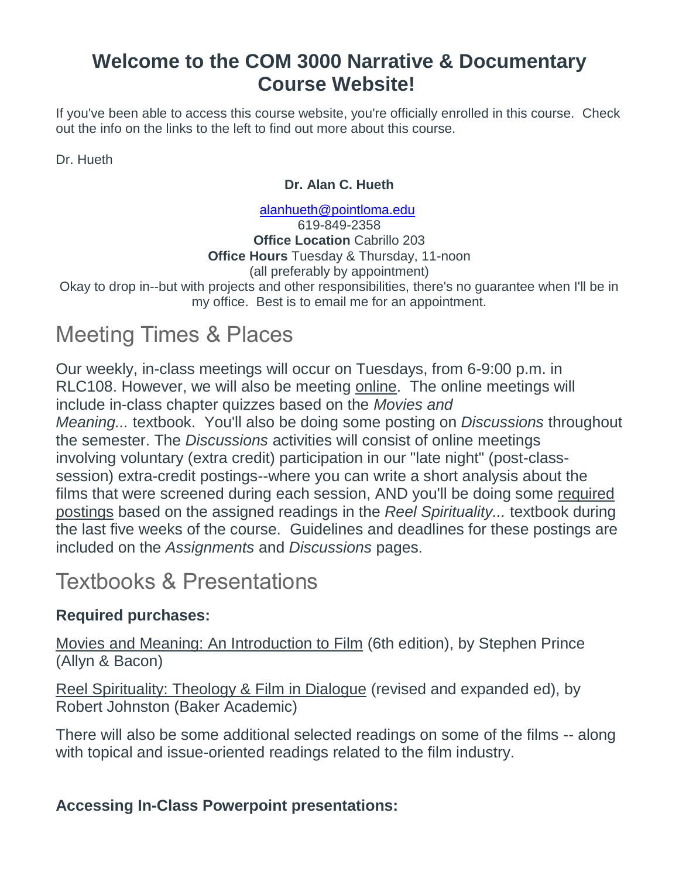# Welcome to the COM 3000 Narrative & Documentary Course Website!

If you've been able to access this course website, you're officially enrolled in this course. Check out the info on the links to the left to find out more about this course.

Dr. Hueth

**Dr. Alan C. Hueth**

alanhueth@pointloma.edu
619-849-2358
**Office Location** Cabrillo 203
**Office Hours** Tuesday & Thursday, 11-noon
(all preferably by appointment)
Okay to drop in--but with projects and other responsibilities, there's no guarantee when I'll be in my office. Best is to email me for an appointment.

## Meeting Times & Places

Our weekly, in-class meetings will occur on Tuesdays, from 6-9:00 p.m. in RLC108. However, we will also be meeting online. The online meetings will include in-class chapter quizzes based on the *Movies and Meaning...* textbook. You'll also be doing some posting on *Discussions* throughout the semester. The *Discussions* activities will consist of online meetings involving voluntary (extra credit) participation in our "late night" (post-class-session) extra-credit postings--where you can write a short analysis about the films that were screened during each session, AND you'll be doing some required postings based on the assigned readings in the *Reel Spirituality...* textbook during the last five weeks of the course. Guidelines and deadlines for these postings are included on the *Assignments* and *Discussions* pages.

## Textbooks & Presentations

**Required purchases:**

Movies and Meaning: An Introduction to Film (6th edition), by Stephen Prince (Allyn & Bacon)

Reel Spirituality: Theology & Film in Dialogue (revised and expanded ed), by Robert Johnston (Baker Academic)

There will also be some additional selected readings on some of the films -- along with topical and issue-oriented readings related to the film industry.

**Accessing In-Class Powerpoint presentations:**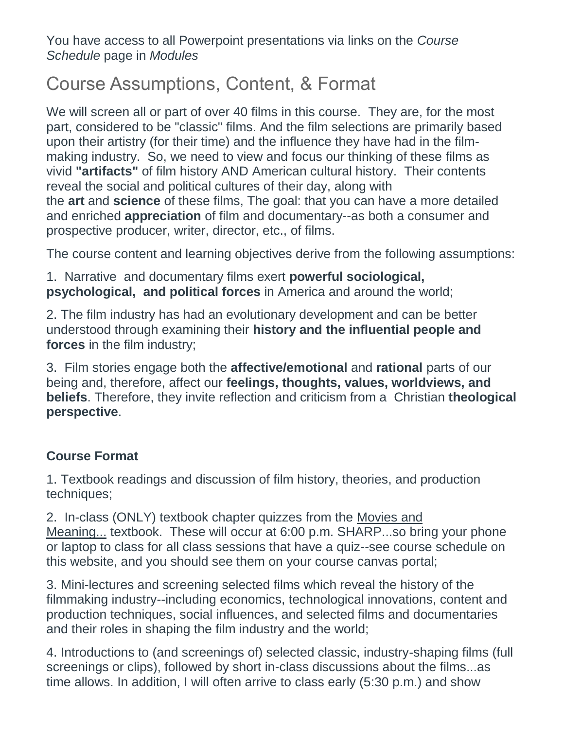You have access to all Powerpoint presentations via links on the *Course Schedule* page in *Modules*

## Course Assumptions, Content, & Format

We will screen all or part of over 40 films in this course. They are, for the most part, considered to be "classic" films. And the film selections are primarily based upon their artistry (for their time) and the influence they have had in the film-making industry. So, we need to view and focus our thinking of these films as vivid **"artifacts"** of film history AND American cultural history. Their contents reveal the social and political cultures of their day, along with the **art** and **science** of these films, The goal: that you can have a more detailed and enriched **appreciation** of film and documentary--as both a consumer and prospective producer, writer, director, etc., of films.

The course content and learning objectives derive from the following assumptions:

1. Narrative and documentary films exert **powerful sociological, psychological, and political forces** in America and around the world;

2. The film industry has had an evolutionary development and can be better understood through examining their **history and the influential people and forces** in the film industry;

3. Film stories engage both the **affective/emotional** and **rational** parts of our being and, therefore, affect our **feelings, thoughts, values, worldviews, and beliefs**. Therefore, they invite reflection and criticism from a Christian **theological perspective**.

**Course Format**

1. Textbook readings and discussion of film history, theories, and production techniques;

2. In-class (ONLY) textbook chapter quizzes from the Movies and Meaning... textbook. These will occur at 6:00 p.m. SHARP...so bring your phone or laptop to class for all class sessions that have a quiz--see course schedule on this website, and you should see them on your course canvas portal;

3. Mini-lectures and screening selected films which reveal the history of the filmmaking industry--including economics, technological innovations, content and production techniques, social influences, and selected films and documentaries and their roles in shaping the film industry and the world;

4. Introductions to (and screenings of) selected classic, industry-shaping films (full screenings or clips), followed by short in-class discussions about the films...as time allows. In addition, I will often arrive to class early (5:30 p.m.) and show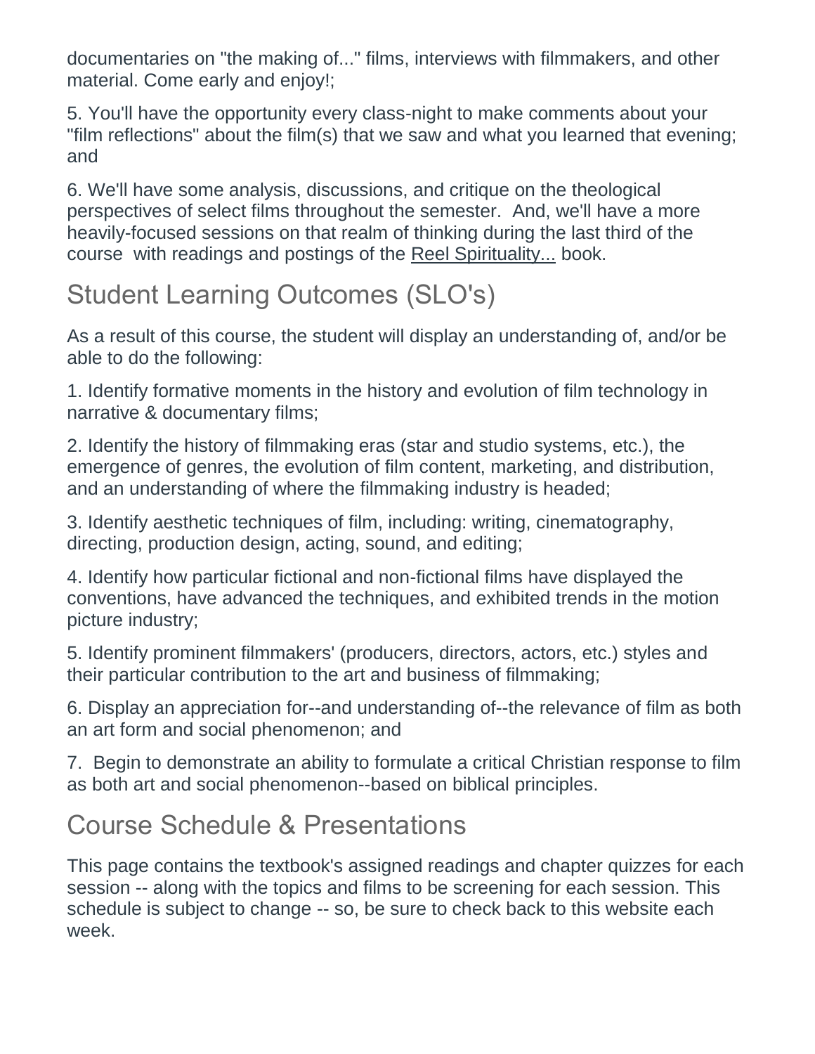documentaries on "the making of..." films, interviews with filmmakers, and other material. Come early and enjoy!;

5. You'll have the opportunity every class-night to make comments about your "film reflections" about the film(s) that we saw and what you learned that evening; and

6. We'll have some analysis, discussions, and critique on the theological perspectives of select films throughout the semester.  And, we'll have a more heavily-focused sessions on that realm of thinking during the last third of the course  with readings and postings of the Reel Spirituality... book.

## Student Learning Outcomes (SLO's)

As a result of this course, the student will display an understanding of, and/or be able to do the following:

1. Identify formative moments in the history and evolution of film technology in narrative & documentary films;

2. Identify the history of filmmaking eras (star and studio systems, etc.), the emergence of genres, the evolution of film content, marketing, and distribution, and an understanding of where the filmmaking industry is headed;

3. Identify aesthetic techniques of film, including: writing, cinematography, directing, production design, acting, sound, and editing;

4. Identify how particular fictional and non-fictional films have displayed the conventions, have advanced the techniques, and exhibited trends in the motion picture industry;

5. Identify prominent filmmakers' (producers, directors, actors, etc.) styles and their particular contribution to the art and business of filmmaking;

6. Display an appreciation for--and understanding of--the relevance of film as both an art form and social phenomenon; and

7.  Begin to demonstrate an ability to formulate a critical Christian response to film as both art and social phenomenon--based on biblical principles.

## Course Schedule & Presentations

This page contains the textbook's assigned readings and chapter quizzes for each session -- along with the topics and films to be screening for each session. This schedule is subject to change -- so, be sure to check back to this website each week.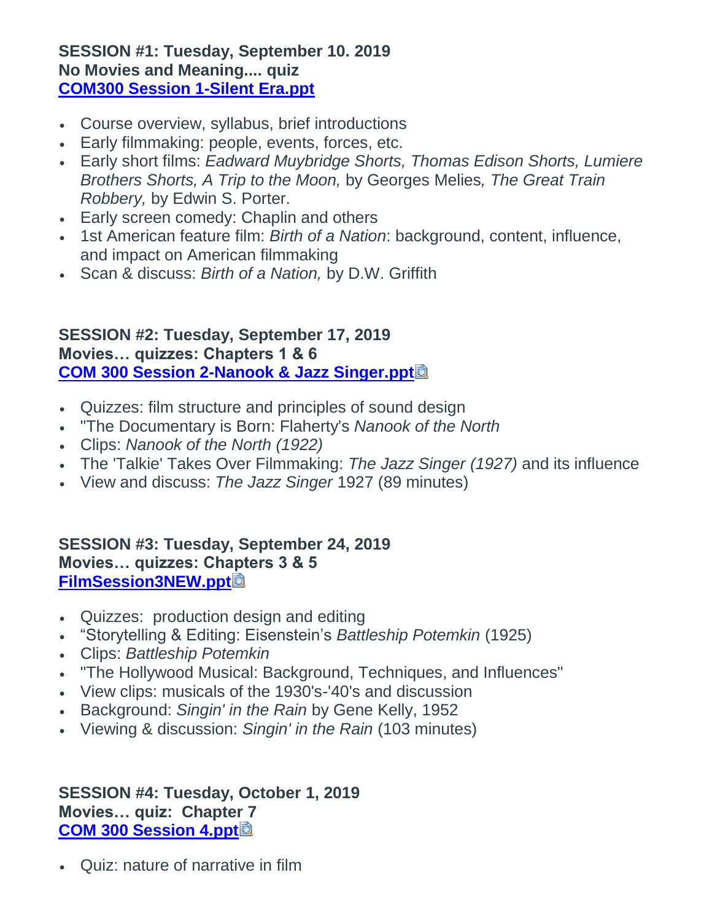**SESSION #1: Tuesday, September 10. 2019**
**No Movies and Meaning.... quiz**
**COM300 Session 1-Silent Era.ppt**

- Course overview, syllabus, brief introductions
- Early filmmaking: people, events, forces, etc.
- Early short films: *Eadward Muybridge Shorts, Thomas Edison Shorts, Lumiere Brothers Shorts, A Trip to the Moon,* by Georges Melies*, The Great Train Robbery,* by Edwin S. Porter.
- Early screen comedy: Chaplin and others
- 1st American feature film: *Birth of a Nation*: background, content, influence, and impact on American filmmaking
- Scan & discuss: *Birth of a Nation,* by D.W. Griffith

**SESSION #2: Tuesday, September 17, 2019**
**Movies… quizzes: Chapters 1 & 6**
**COM 300 Session 2-Nanook & Jazz Singer.ppt**

- Quizzes: film structure and principles of sound design
- "The Documentary is Born: Flaherty's *Nanook of the North*
- Clips: *Nanook of the North (1922)*
- The 'Talkie' Takes Over Filmmaking: *The Jazz Singer (1927)* and its influence
- View and discuss: *The Jazz Singer* 1927 (89 minutes)

**SESSION #3: Tuesday, September 24, 2019**
**Movies… quizzes: Chapters 3 & 5**
**FilmSession3NEW.ppt**

- Quizzes: production design and editing
- "Storytelling & Editing: Eisenstein's *Battleship Potemkin* (1925)
- Clips: *Battleship Potemkin*
- "The Hollywood Musical: Background, Techniques, and Influences"
- View clips: musicals of the 1930's-'40's and discussion
- Background: *Singin' in the Rain* by Gene Kelly, 1952
- Viewing & discussion: *Singin' in the Rain* (103 minutes)

**SESSION #4: Tuesday, October 1, 2019**
**Movies… quiz: Chapter 7**
**COM 300 Session 4.ppt**

- Quiz: nature of narrative in film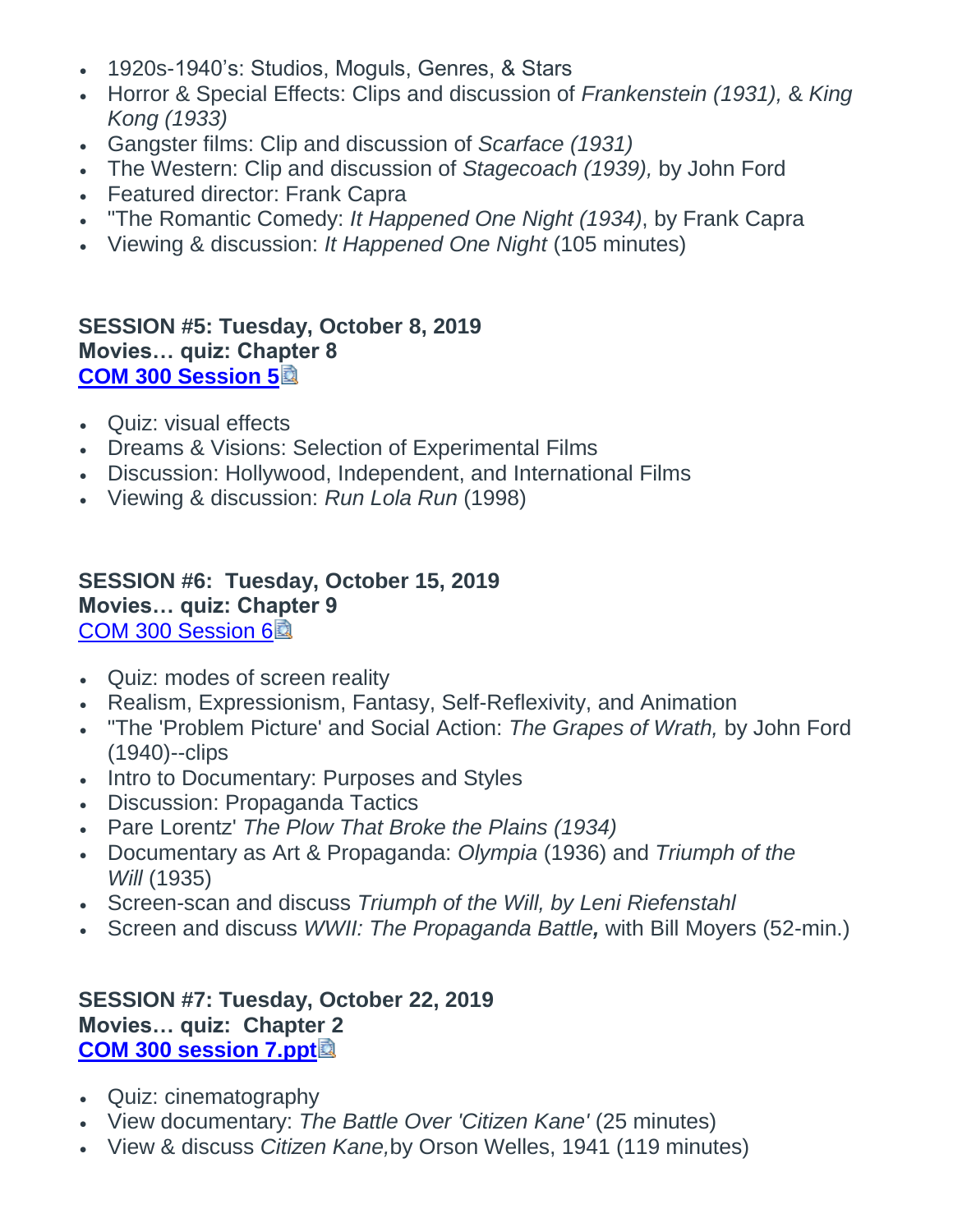- 1920s-1940's: Studios, Moguls, Genres, & Stars
- Horror & Special Effects: Clips and discussion of *Frankenstein (1931),* & *King Kong (1933)*
- Gangster films: Clip and discussion of *Scarface (1931)*
- The Western: Clip and discussion of *Stagecoach (1939),* by John Ford
- Featured director: Frank Capra
- "The Romantic Comedy: *It Happened One Night (1934)*, by Frank Capra
- Viewing & discussion: *It Happened One Night* (105 minutes)

**SESSION #5: Tuesday, October 8, 2019**
**Movies… quiz: Chapter 8**
**[COM 300 Session 5]()**

- Quiz: visual effects
- Dreams & Visions: Selection of Experimental Films
- Discussion: Hollywood, Independent, and International Films
- Viewing & discussion: *Run Lola Run* (1998)

**SESSION #6: Tuesday, October 15, 2019**
**Movies… quiz: Chapter 9**
[COM 300 Session 6]()

- Quiz: modes of screen reality
- Realism, Expressionism, Fantasy, Self-Reflexivity, and Animation
- "The 'Problem Picture' and Social Action: *The Grapes of Wrath,* by John Ford (1940)--clips
- Intro to Documentary: Purposes and Styles
- Discussion: Propaganda Tactics
- Pare Lorentz' *The Plow That Broke the Plains (1934)*
- Documentary as Art & Propaganda: *Olympia* (1936) and *Triumph of the Will* (1935)
- Screen-scan and discuss *Triumph of the Will, by Leni Riefenstahl*
- Screen and discuss *WWII: The Propaganda Battle**,*** with Bill Moyers (52-min.)

**SESSION #7: Tuesday, October 22, 2019**
**Movies… quiz: Chapter 2**
**[COM 300 session 7.ppt]()**

- Quiz: cinematography
- View documentary: *The Battle Over 'Citizen Kane'* (25 minutes)
- View & discuss *Citizen Kane,* by Orson Welles, 1941 (119 minutes)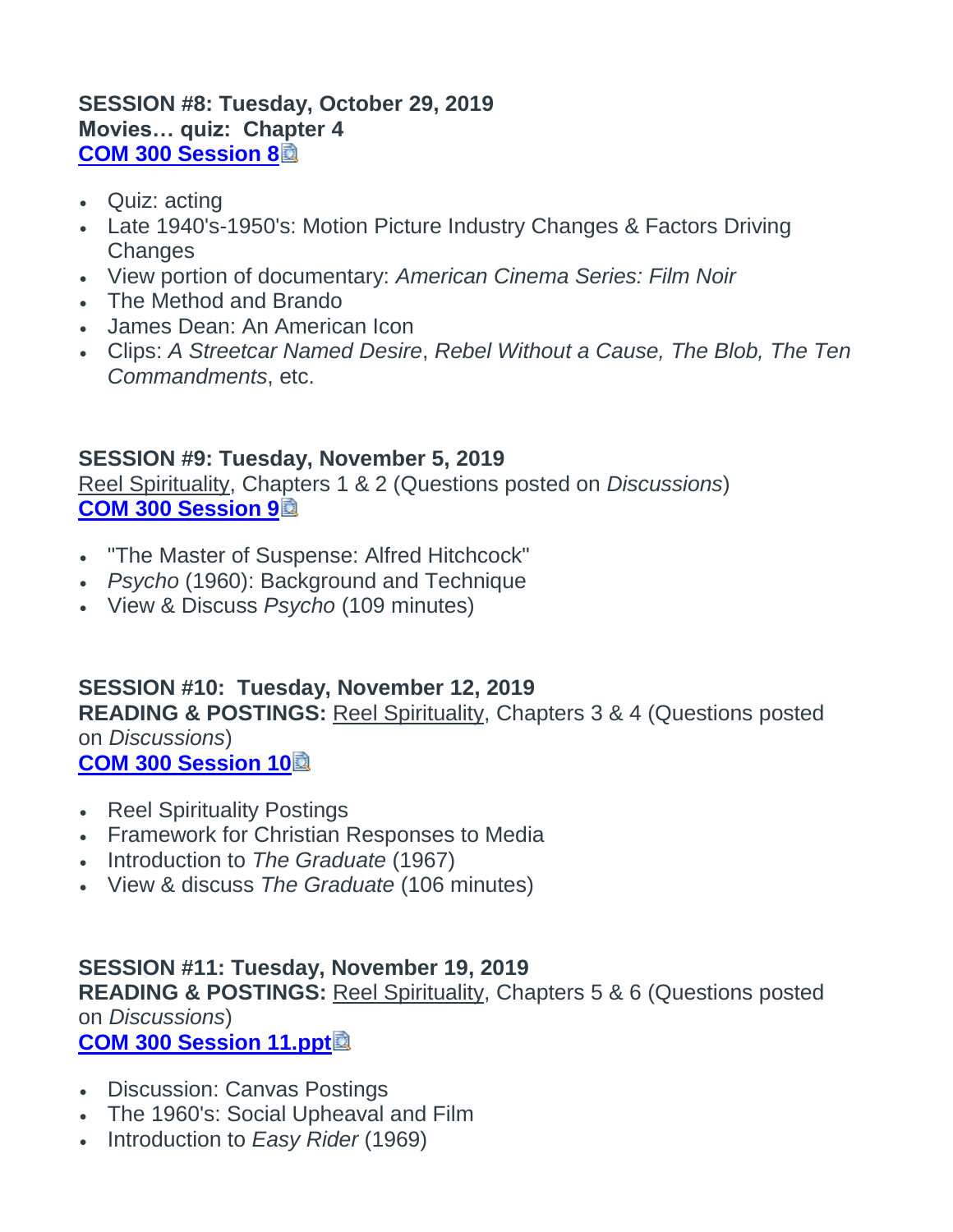**SESSION #8: Tuesday, October 29, 2019**
**Movies… quiz: Chapter 4**
**[COM 300 Session 8]**

- Quiz: acting
- Late 1940's-1950's: Motion Picture Industry Changes & Factors Driving Changes
- View portion of documentary: *American Cinema Series: Film Noir*
- The Method and Brando
- James Dean: An American Icon
- Clips: *A Streetcar Named Desire*, *Rebel Without a Cause, The Blob, The Ten Commandments*, etc.

**SESSION #9: Tuesday, November 5, 2019**
Reel Spirituality, Chapters 1 & 2 (Questions posted on *Discussions*)
**[COM 300 Session 9]**

- "The Master of Suspense: Alfred Hitchcock"
- *Psycho* (1960): Background and Technique
- View & Discuss *Psycho* (109 minutes)

**SESSION #10: Tuesday, November 12, 2019**
**READING & POSTINGS:** Reel Spirituality, Chapters 3 & 4 (Questions posted on *Discussions*)
**[COM 300 Session 10]**

- Reel Spirituality Postings
- Framework for Christian Responses to Media
- Introduction to *The Graduate* (1967)
- View & discuss *The Graduate* (106 minutes)

**SESSION #11: Tuesday, November 19, 2019**
**READING & POSTINGS:** Reel Spirituality, Chapters 5 & 6 (Questions posted on *Discussions*)
**[COM 300 Session 11.ppt]**

- Discussion: Canvas Postings
- The 1960's: Social Upheaval and Film
- Introduction to *Easy Rider* (1969)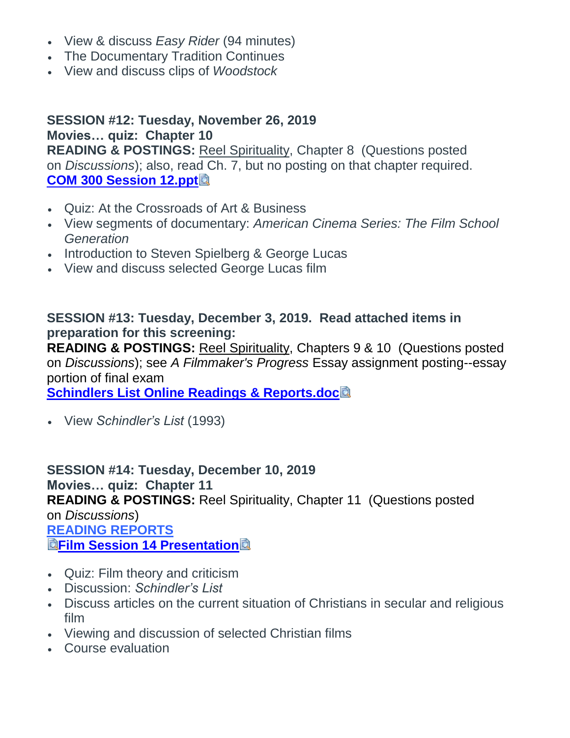- View & discuss *Easy Rider* (94 minutes)
- The Documentary Tradition Continues
- View and discuss clips of *Woodstock*

**SESSION #12: Tuesday, November 26, 2019**
**Movies… quiz: Chapter 10**
**READING & POSTINGS:** Reel Spirituality, Chapter 8 (Questions posted on *Discussions*); also, read Ch. 7, but no posting on that chapter required.
**COM 300 Session 12.ppt**

- Quiz: At the Crossroads of Art & Business
- View segments of documentary: *American Cinema Series: The Film School Generation*
- Introduction to Steven Spielberg & George Lucas
- View and discuss selected George Lucas film

**SESSION #13: Tuesday, December 3, 2019. Read attached items in preparation for this screening:**
**READING & POSTINGS:** Reel Spirituality, Chapters 9 & 10 (Questions posted on *Discussions*); see *A Filmmaker's Progress* Essay assignment posting--essay portion of final exam
**Schindlers List Online Readings & Reports.doc**

- View *Schindler's List* (1993)

**SESSION #14: Tuesday, December 10, 2019**
**Movies… quiz: Chapter 11**
**READING & POSTINGS:** Reel Spirituality, Chapter 11 (Questions posted on *Discussions*)
**READING REPORTS**
**Film Session 14 Presentation**

- Quiz: Film theory and criticism
- Discussion: *Schindler's List*
- Discuss articles on the current situation of Christians in secular and religious film
- Viewing and discussion of selected Christian films
- Course evaluation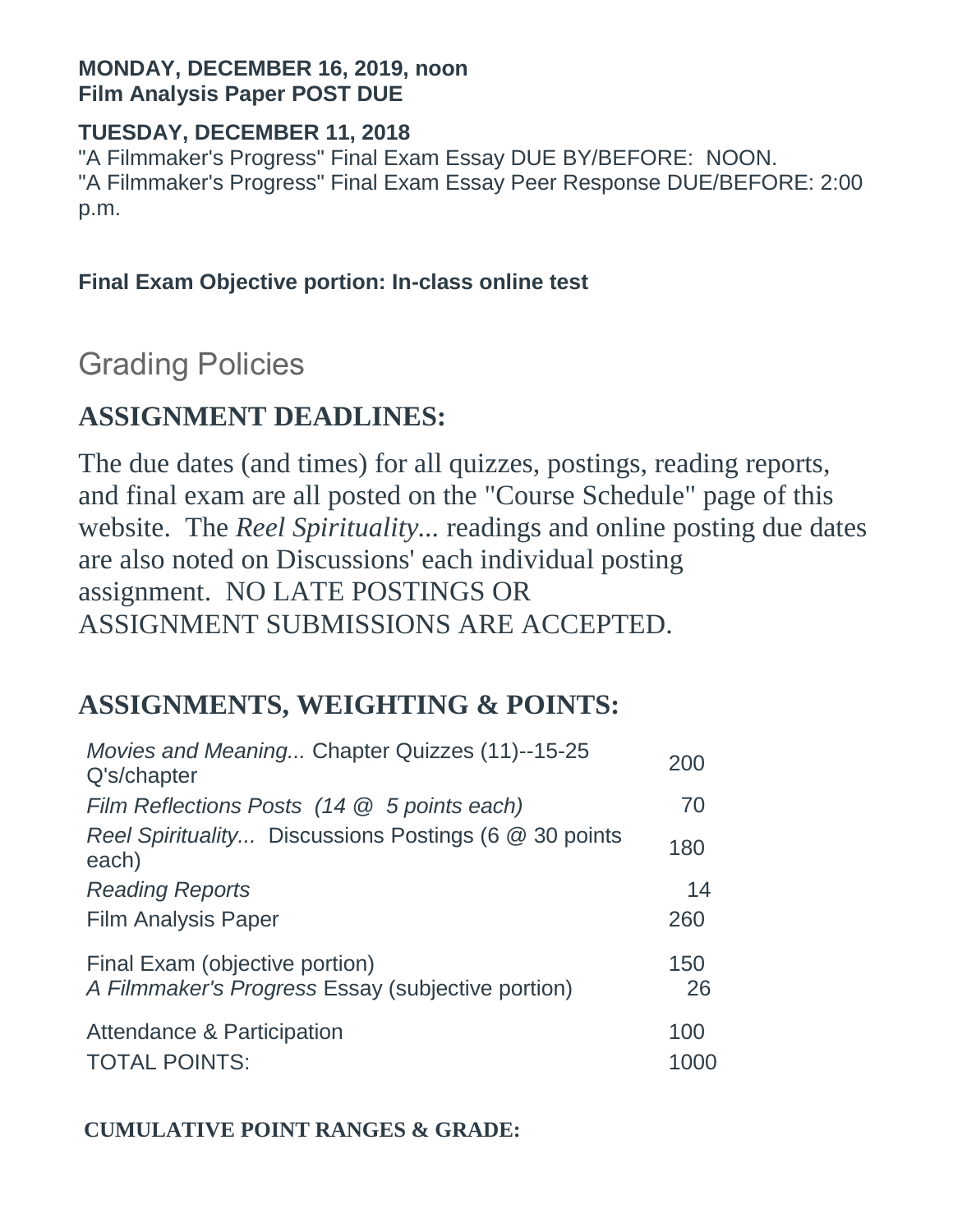**MONDAY, DECEMBER 16, 2019, noon**
**Film Analysis Paper POST DUE**

**TUESDAY, DECEMBER 11, 2018**
"A Filmmaker's Progress" Final Exam Essay DUE BY/BEFORE: NOON.
"A Filmmaker's Progress" Final Exam Essay Peer Response DUE/BEFORE: 2:00 p.m.

**Final Exam Objective portion: In-class online test**

## Grading Policies

### ASSIGNMENT DEADLINES:

The due dates (and times) for all quizzes, postings, reading reports, and final exam are all posted on the "Course Schedule" page of this website. The *Reel Spirituality...* readings and online posting due dates are also noted on Discussions' each individual posting assignment. NO LATE POSTINGS OR ASSIGNMENT SUBMISSIONS ARE ACCEPTED.

### ASSIGNMENTS, WEIGHTING & POINTS:

| | |
|---|---|
| *Movies and Meaning...* Chapter Quizzes (11)--15-25 Q's/chapter | 200 |
| *Film Reflections Posts (14 @ 5 points each)* | 70 |
| *Reel Spirituality...* Discussions Postings (6 @ 30 points each) | 180 |
| *Reading Reports* | 14 |
| Film Analysis Paper | 260 |
| Final Exam (objective portion)<br>*A Filmmaker's Progress* Essay (subjective portion) | 150<br>26 |
| Attendance & Participation | 100 |
| TOTAL POINTS: | 1000 |

**CUMULATIVE POINT RANGES & GRADE:**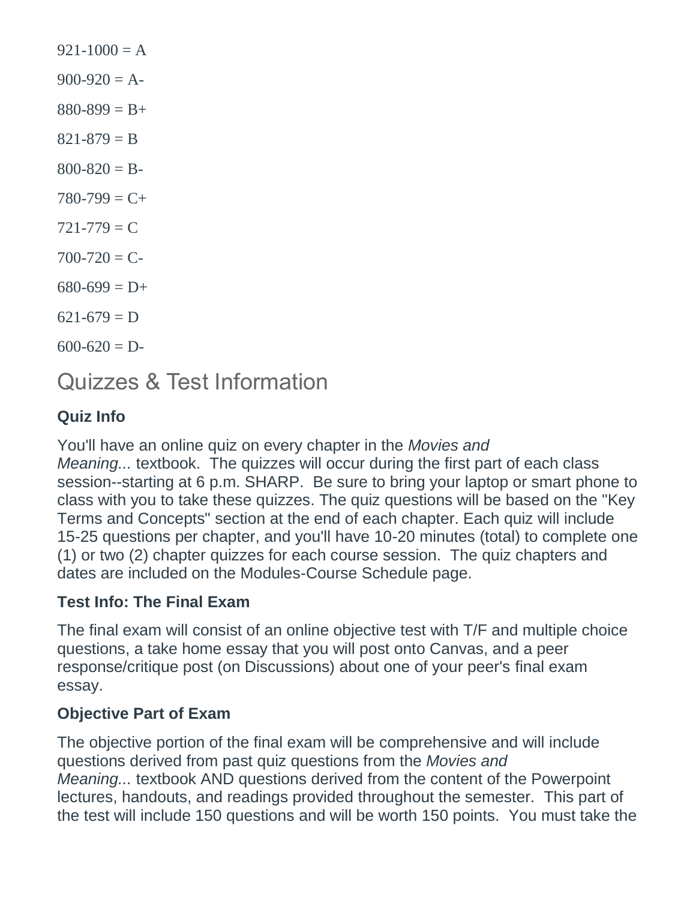921-1000 = A

900-920 = A-

880-899 = B+

821-879 = B

800-820 = B-

780-799 = C+

721-779 = C

700-720 = C-

680-699 = D+

621-679 = D

600-620 = D-

## Quizzes & Test Information

### Quiz Info

You'll have an online quiz on every chapter in the *Movies and Meaning...* textbook.  The quizzes will occur during the first part of each class session--starting at 6 p.m. SHARP.  Be sure to bring your laptop or smart phone to class with you to take these quizzes. The quiz questions will be based on the "Key Terms and Concepts" section at the end of each chapter. Each quiz will include 15-25 questions per chapter, and you'll have 10-20 minutes (total) to complete one (1) or two (2) chapter quizzes for each course session.  The quiz chapters and dates are included on the Modules-Course Schedule page.

### Test Info: The Final Exam

The final exam will consist of an online objective test with T/F and multiple choice questions, a take home essay that you will post onto Canvas, and a peer response/critique post (on Discussions) about one of your peer's final exam essay.

### Objective Part of Exam

The objective portion of the final exam will be comprehensive and will include questions derived from past quiz questions from the *Movies and Meaning...* textbook AND questions derived from the content of the Powerpoint lectures, handouts, and readings provided throughout the semester.  This part of the test will include 150 questions and will be worth 150 points.  You must take the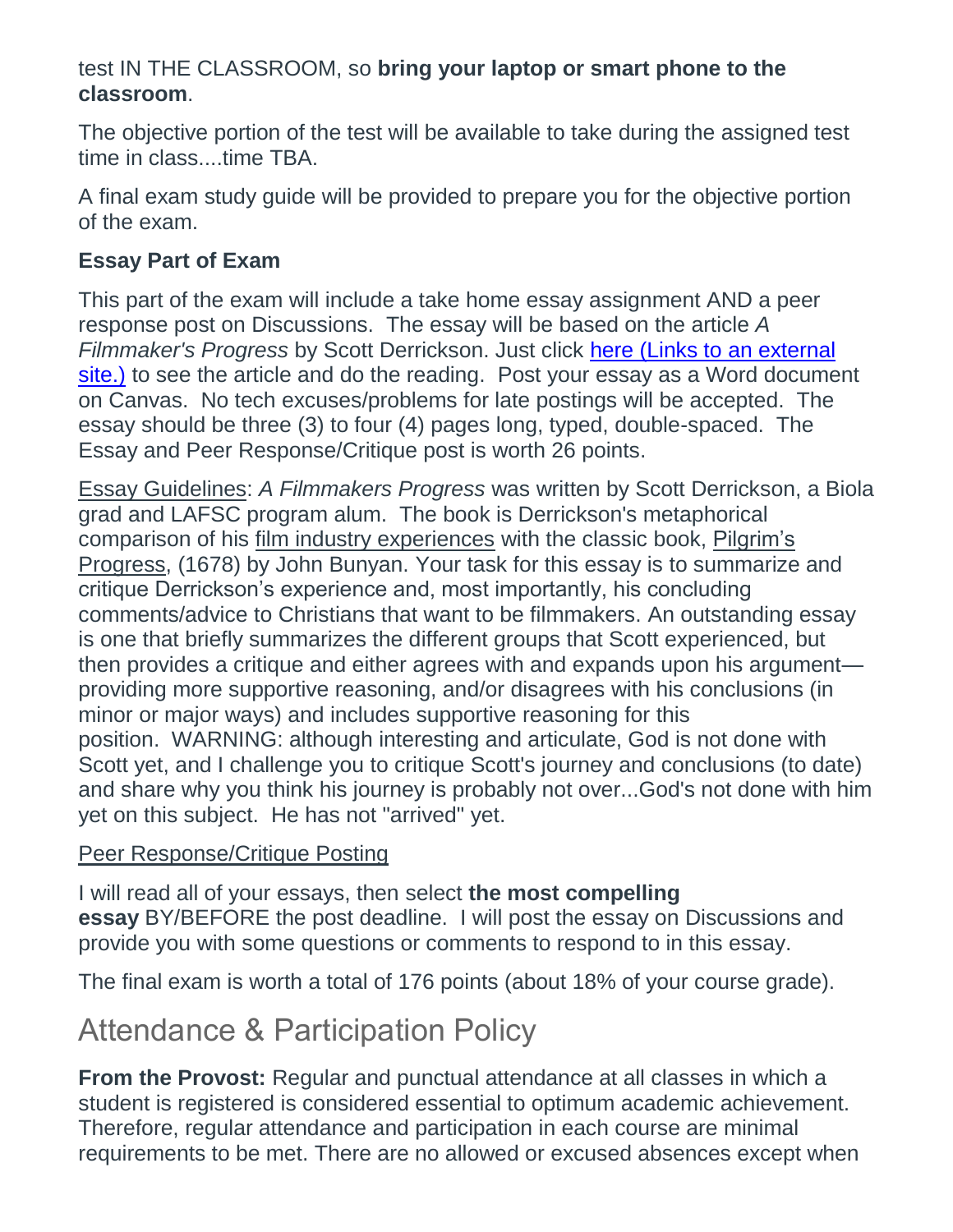test IN THE CLASSROOM, so **bring your laptop or smart phone to the classroom**.

The objective portion of the test will be available to take during the assigned test time in class....time TBA.

A final exam study guide will be provided to prepare you for the objective portion of the exam.

**Essay Part of Exam**

This part of the exam will include a take home essay assignment AND a peer response post on Discussions. The essay will be based on the article *A Filmmaker's Progress* by Scott Derrickson. Just click [here (Links to an external site.)]() to see the article and do the reading. Post your essay as a Word document on Canvas. No tech excuses/problems for late postings will be accepted. The essay should be three (3) to four (4) pages long, typed, double-spaced. The Essay and Peer Response/Critique post is worth 26 points.

<u>Essay Guidelines</u>: *A Filmmakers Progress* was written by Scott Derrickson, a Biola grad and LAFSC program alum. The book is Derrickson's metaphorical comparison of his <u>film industry experiences</u> with the classic book, <u>Pilgrim's Progress</u>, (1678) by John Bunyan. Your task for this essay is to summarize and critique Derrickson's experience and, most importantly, his concluding comments/advice to Christians that want to be filmmakers. An outstanding essay is one that briefly summarizes the different groups that Scott experienced, but then provides a critique and either agrees with and expands upon his argument—providing more supportive reasoning, and/or disagrees with his conclusions (in minor or major ways) and includes supportive reasoning for this position. WARNING: although interesting and articulate, God is not done with Scott yet, and I challenge you to critique Scott's journey and conclusions (to date) and share why you think his journey is probably not over...God's not done with him yet on this subject. He has not "arrived" yet.

<u>Peer Response/Critique Posting</u>

I will read all of your essays, then select **the most compelling essay** BY/BEFORE the post deadline. I will post the essay on Discussions and provide you with some questions or comments to respond to in this essay.

The final exam is worth a total of 176 points (about 18% of your course grade).

## Attendance & Participation Policy

**From the Provost:** Regular and punctual attendance at all classes in which a student is registered is considered essential to optimum academic achievement. Therefore, regular attendance and participation in each course are minimal requirements to be met. There are no allowed or excused absences except when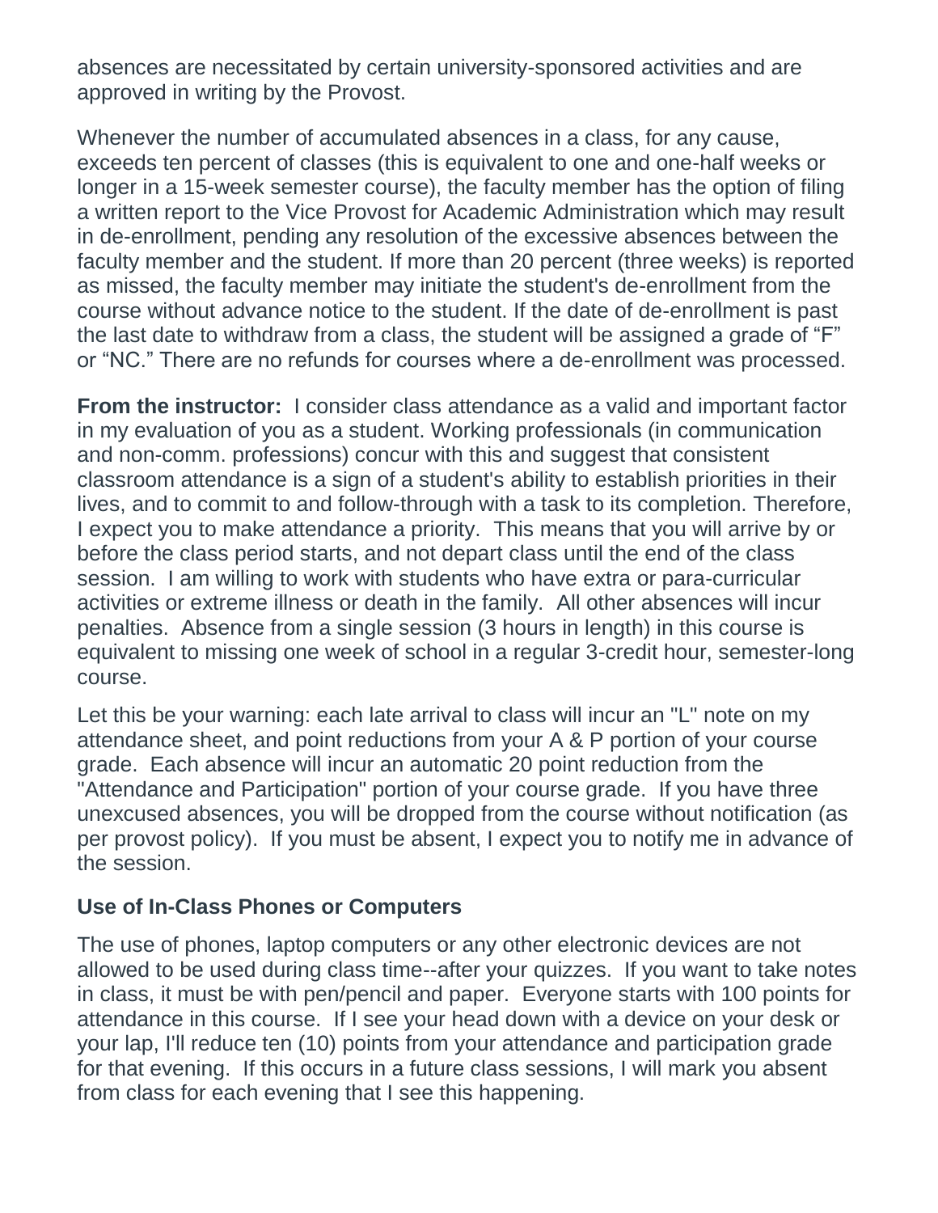absences are necessitated by certain university-sponsored activities and are approved in writing by the Provost.

Whenever the number of accumulated absences in a class, for any cause, exceeds ten percent of classes (this is equivalent to one and one-half weeks or longer in a 15-week semester course), the faculty member has the option of filing a written report to the Vice Provost for Academic Administration which may result in de-enrollment, pending any resolution of the excessive absences between the faculty member and the student. If more than 20 percent (three weeks) is reported as missed, the faculty member may initiate the student's de-enrollment from the course without advance notice to the student. If the date of de-enrollment is past the last date to withdraw from a class, the student will be assigned a grade of "F" or "NC." There are no refunds for courses where a de-enrollment was processed.

**From the instructor:** I consider class attendance as a valid and important factor in my evaluation of you as a student. Working professionals (in communication and non-comm. professions) concur with this and suggest that consistent classroom attendance is a sign of a student's ability to establish priorities in their lives, and to commit to and follow-through with a task to its completion. Therefore, I expect you to make attendance a priority. This means that you will arrive by or before the class period starts, and not depart class until the end of the class session. I am willing to work with students who have extra or para-curricular activities or extreme illness or death in the family. All other absences will incur penalties. Absence from a single session (3 hours in length) in this course is equivalent to missing one week of school in a regular 3-credit hour, semester-long course.

Let this be your warning: each late arrival to class will incur an "L" note on my attendance sheet, and point reductions from your A & P portion of your course grade. Each absence will incur an automatic 20 point reduction from the "Attendance and Participation" portion of your course grade. If you have three unexcused absences, you will be dropped from the course without notification (as per provost policy). If you must be absent, I expect you to notify me in advance of the session.

### Use of In-Class Phones or Computers

The use of phones, laptop computers or any other electronic devices are not allowed to be used during class time--after your quizzes. If you want to take notes in class, it must be with pen/pencil and paper. Everyone starts with 100 points for attendance in this course. If I see your head down with a device on your desk or your lap, I'll reduce ten (10) points from your attendance and participation grade for that evening. If this occurs in a future class sessions, I will mark you absent from class for each evening that I see this happening.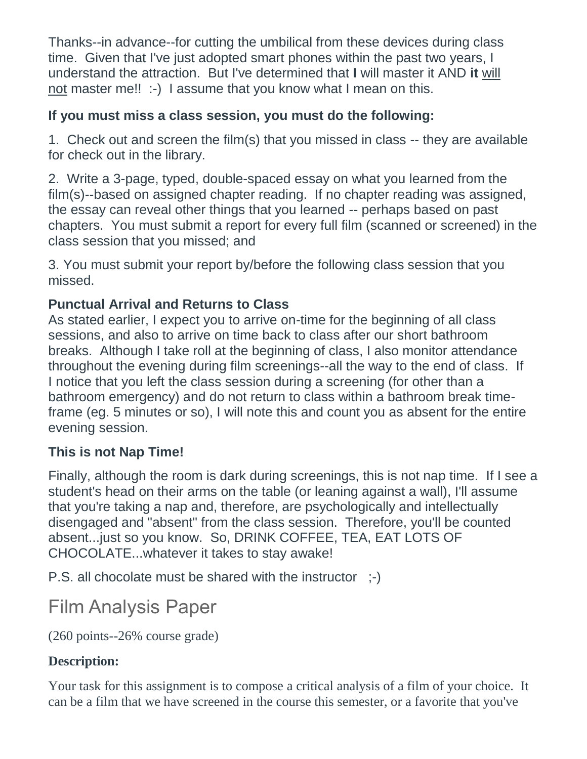Thanks--in advance--for cutting the umbilical from these devices during class time. Given that I've just adopted smart phones within the past two years, I understand the attraction. But I've determined that **I** will master it AND **it** will not master me!! :-) I assume that you know what I mean on this.

**If you must miss a class session, you must do the following:**

1. Check out and screen the film(s) that you missed in class -- they are available for check out in the library.

2. Write a 3-page, typed, double-spaced essay on what you learned from the film(s)--based on assigned chapter reading. If no chapter reading was assigned, the essay can reveal other things that you learned -- perhaps based on past chapters. You must submit a report for every full film (scanned or screened) in the class session that you missed; and

3. You must submit your report by/before the following class session that you missed.

**Punctual Arrival and Returns to Class**

As stated earlier, I expect you to arrive on-time for the beginning of all class sessions, and also to arrive on time back to class after our short bathroom breaks. Although I take roll at the beginning of class, I also monitor attendance throughout the evening during film screenings--all the way to the end of class. If I notice that you left the class session during a screening (for other than a bathroom emergency) and do not return to class within a bathroom break time-frame (eg. 5 minutes or so), I will note this and count you as absent for the entire evening session.

**This is not Nap Time!**

Finally, although the room is dark during screenings, this is not nap time. If I see a student's head on their arms on the table (or leaning against a wall), I'll assume that you're taking a nap and, therefore, are psychologically and intellectually disengaged and "absent" from the class session. Therefore, you'll be counted absent...just so you know. So, DRINK COFFEE, TEA, EAT LOTS OF CHOCOLATE...whatever it takes to stay awake!

P.S. all chocolate must be shared with the instructor ;-)

# Film Analysis Paper

(260 points--26% course grade)

**Description:**

Your task for this assignment is to compose a critical analysis of a film of your choice. It can be a film that we have screened in the course this semester, or a favorite that you've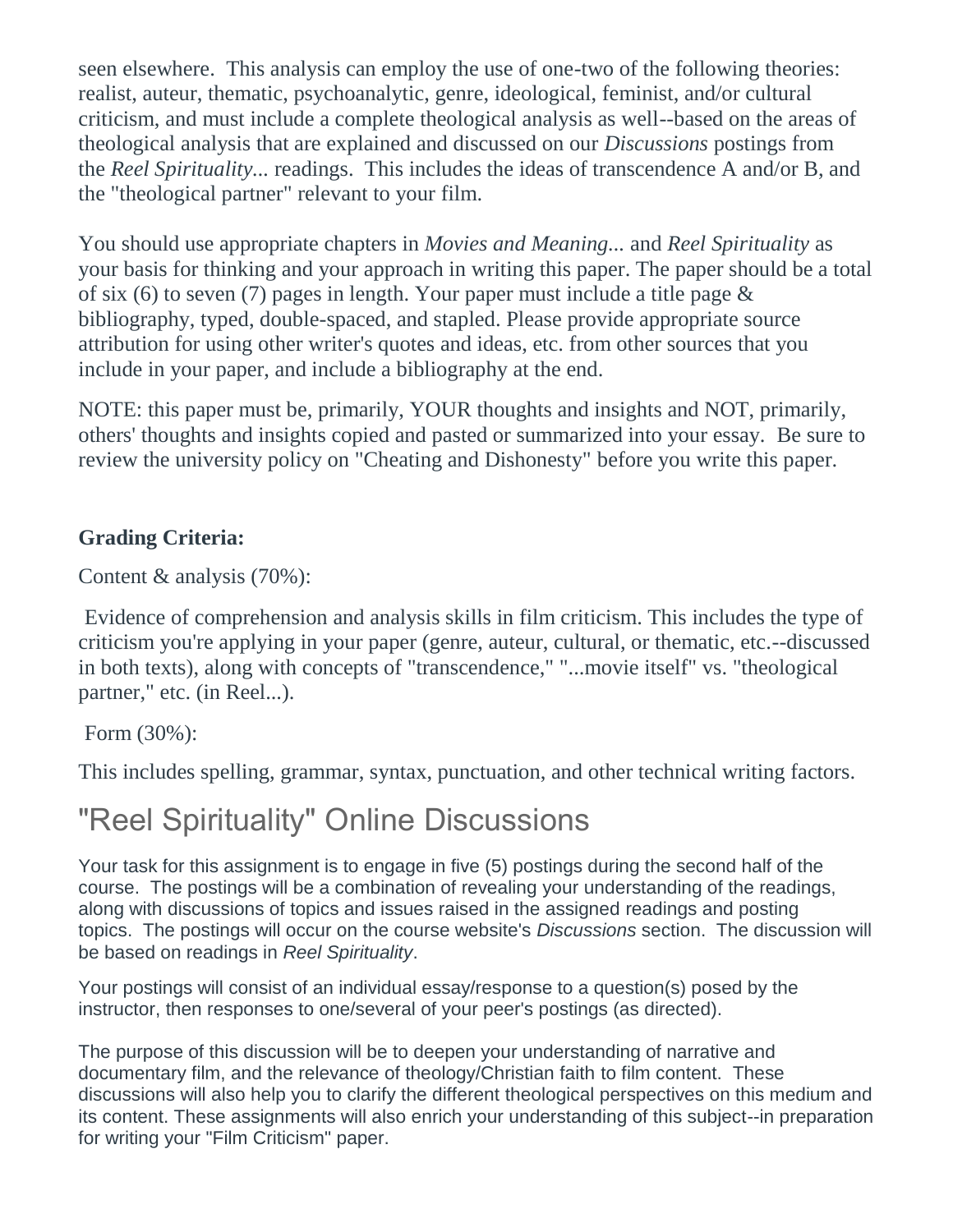seen elsewhere. This analysis can employ the use of one-two of the following theories: realist, auteur, thematic, psychoanalytic, genre, ideological, feminist, and/or cultural criticism, and must include a complete theological analysis as well--based on the areas of theological analysis that are explained and discussed on our *Discussions* postings from the *Reel Spirituality...* readings. This includes the ideas of transcendence A and/or B, and the "theological partner" relevant to your film.

You should use appropriate chapters in *Movies and Meaning...* and *Reel Spirituality* as your basis for thinking and your approach in writing this paper. The paper should be a total of six (6) to seven (7) pages in length. Your paper must include a title page & bibliography, typed, double-spaced, and stapled. Please provide appropriate source attribution for using other writer's quotes and ideas, etc. from other sources that you include in your paper, and include a bibliography at the end.

NOTE: this paper must be, primarily, YOUR thoughts and insights and NOT, primarily, others' thoughts and insights copied and pasted or summarized into your essay. Be sure to review the university policy on "Cheating and Dishonesty" before you write this paper.

**Grading Criteria:**

Content & analysis (70%):

Evidence of comprehension and analysis skills in film criticism. This includes the type of criticism you're applying in your paper (genre, auteur, cultural, or thematic, etc.--discussed in both texts), along with concepts of "transcendence," "...movie itself" vs. "theological partner," etc. (in Reel...).

Form (30%):

This includes spelling, grammar, syntax, punctuation, and other technical writing factors.

# "Reel Spirituality" Online Discussions

Your task for this assignment is to engage in five (5) postings during the second half of the course. The postings will be a combination of revealing your understanding of the readings, along with discussions of topics and issues raised in the assigned readings and posting topics. The postings will occur on the course website's *Discussions* section. The discussion will be based on readings in *Reel Spirituality*.

Your postings will consist of an individual essay/response to a question(s) posed by the instructor, then responses to one/several of your peer's postings (as directed).

The purpose of this discussion will be to deepen your understanding of narrative and documentary film, and the relevance of theology/Christian faith to film content. These discussions will also help you to clarify the different theological perspectives on this medium and its content. These assignments will also enrich your understanding of this subject--in preparation for writing your "Film Criticism" paper.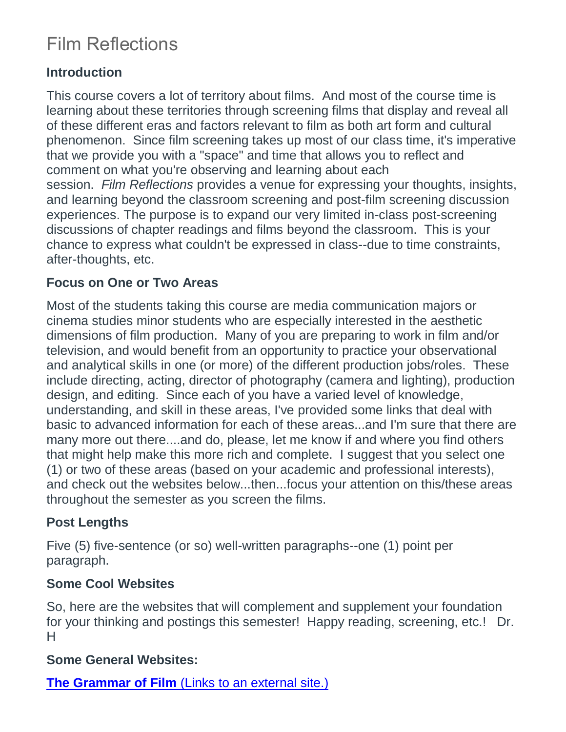# Film Reflections

### Introduction

This course covers a lot of territory about films. And most of the course time is learning about these territories through screening films that display and reveal all of these different eras and factors relevant to film as both art form and cultural phenomenon. Since film screening takes up most of our class time, it's imperative that we provide you with a "space" and time that allows you to reflect and comment on what you're observing and learning about each session. *Film Reflections* provides a venue for expressing your thoughts, insights, and learning beyond the classroom screening and post-film screening discussion experiences. The purpose is to expand our very limited in-class post-screening discussions of chapter readings and films beyond the classroom. This is your chance to express what couldn't be expressed in class--due to time constraints, after-thoughts, etc.

### Focus on One or Two Areas

Most of the students taking this course are media communication majors or cinema studies minor students who are especially interested in the aesthetic dimensions of film production. Many of you are preparing to work in film and/or television, and would benefit from an opportunity to practice your observational and analytical skills in one (or more) of the different production jobs/roles. These include directing, acting, director of photography (camera and lighting), production design, and editing. Since each of you have a varied level of knowledge, understanding, and skill in these areas, I've provided some links that deal with basic to advanced information for each of these areas...and I'm sure that there are many more out there....and do, please, let me know if and where you find others that might help make this more rich and complete. I suggest that you select one (1) or two of these areas (based on your academic and professional interests), and check out the websites below...then...focus your attention on this/these areas throughout the semester as you screen the films.

### Post Lengths

Five (5) five-sentence (or so) well-written paragraphs--one (1) point per paragraph.

### Some Cool Websites

So, here are the websites that will complement and supplement your foundation for your thinking and postings this semester! Happy reading, screening, etc.! Dr. H

### Some General Websites:

**The Grammar of Film** (Links to an external site.)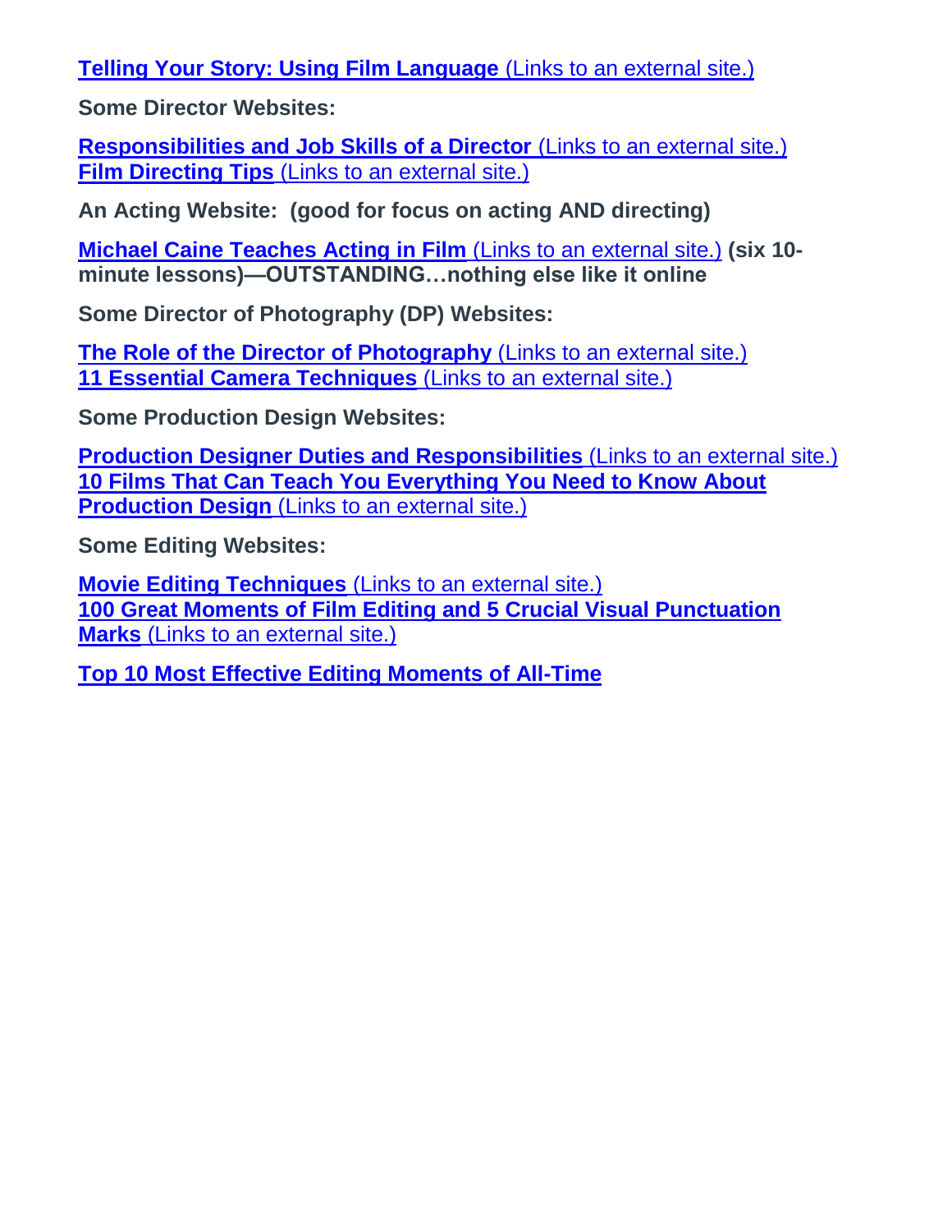**Telling Your Story: Using Film Language** (Links to an external site.)

**Some Director Websites:**

**Responsibilities and Job Skills of a Director** (Links to an external site.)
**Film Directing Tips** (Links to an external site.)

**An Acting Website: (good for focus on acting AND directing)**

**Michael Caine Teaches Acting in Film** (Links to an external site.) **(six 10-minute lessons)—OUTSTANDING…nothing else like it online**

**Some Director of Photography (DP) Websites:**

**The Role of the Director of Photography** (Links to an external site.)
**11 Essential Camera Techniques** (Links to an external site.)

**Some Production Design Websites:**

**Production Designer Duties and Responsibilities** (Links to an external site.)
**10 Films That Can Teach You Everything You Need to Know About Production Design** (Links to an external site.)

**Some Editing Websites:**

**Movie Editing Techniques** (Links to an external site.)
**100 Great Moments of Film Editing and 5 Crucial Visual Punctuation Marks** (Links to an external site.)

**Top 10 Most Effective Editing Moments of All-Time**